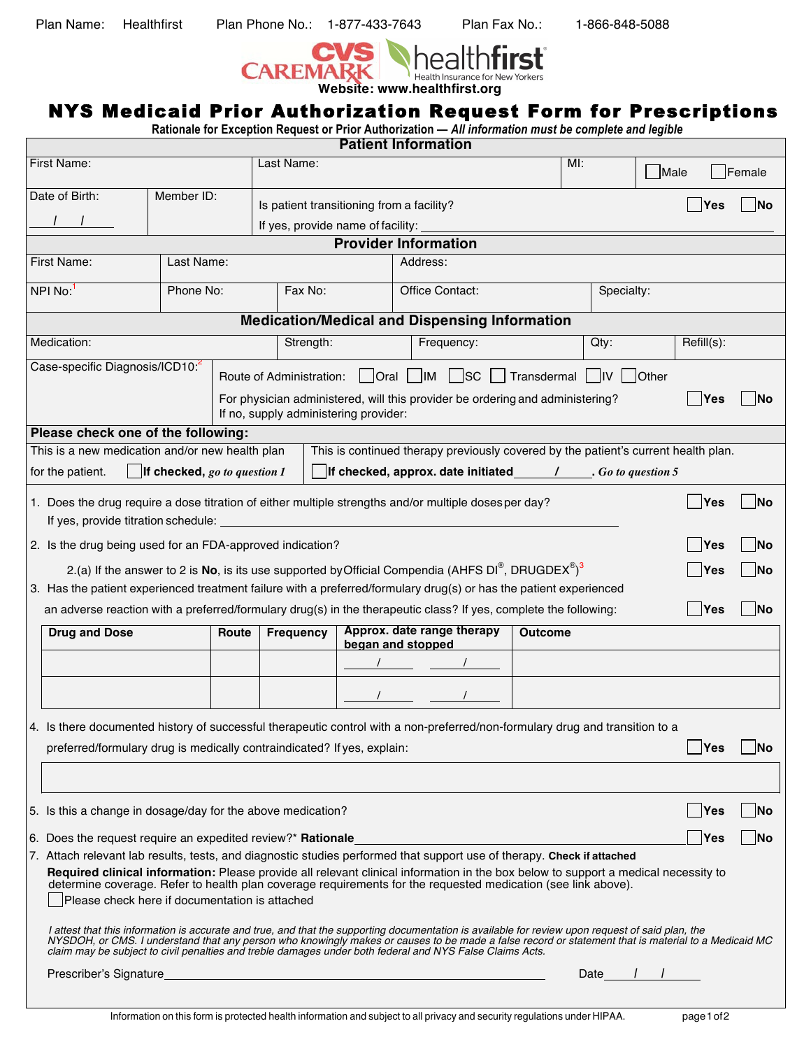Plan Name: Healthfirst Plan Phone No.: 1-877-433-7643 Plan Fax No.: 1-866-848-5088

CVS CAREMARK healthfirst Health Insurance for New Yorkers

**Website: www.healthfirst.org**

# NYS Medicaid Prior Authorization Request Form for Prescriptions

**Rationale for Exception Request or Prior Authorization — *All information must be complete and legible***

## Patient Information

| First Name: | Last Name: | MI: | ☐ Male ☐ Female |
|---|---|---|---|
| Date of Birth: / / | Member ID: | Is patient transitioning from a facility? ☐ Yes ☐ No<br>If yes, provide name of facility: | |

## Provider Information

| First Name: | Last Name: | Address: | | |
|---|---|---|---|---|
| NPI No:[1] | Phone No: | Fax No: | Office Contact: | Specialty: |

## Medication/Medical and Dispensing Information

| Medication: | Strength: | Frequency: | Qty: | Refill(s): |
|---|---|---|---|---|

Case-specific Diagnosis/ICD10:[2]

Route of Administration: ☐ Oral ☐ IM ☐ SC ☐ Transdermal ☐ IV ☐ Other

For physician administered, will this provider be ordering and administering? ☐ Yes ☐ No
If no, supply administering provider:

**Please check one of the following:**

| This is a new medication and/or new health plan for the patient. ☐ **If checked,** ***go to question 1*** | This is continued therapy previously covered by the patient's current health plan. ☐ **If checked, approx. date initiated** ____ / ____. ***Go to question 5*** |
|---|---|

1. Does the drug require a dose titration of either multiple strengths and/or multiple doses per day? ☐ Yes ☐ No
   If yes, provide titration schedule: ______________________________
2. Is the drug being used for an FDA-approved indication? ☐ Yes ☐ No

   2.(a) If the answer to 2 is **No**, is its use supported by Official Compendia (AHFS DI®, DRUGDEX®)[3] ☐ Yes ☐ No
3. Has the patient experienced treatment failure with a preferred/formulary drug(s) or has the patient experienced an adverse reaction with a preferred/formulary drug(s) in the therapeutic class? If yes, complete the following: ☐ Yes ☐ No

| Drug and Dose | Route | Frequency | Approx. date range therapy began and stopped | Outcome |
|---|---|---|---|---|
| | | | / &nbsp;&nbsp; / | |
| | | | / &nbsp;&nbsp; / | |

4. Is there documented history of successful therapeutic control with a non-preferred/non-formulary drug and transition to a preferred/formulary drug is medically contraindicated? If yes, explain: ☐ Yes ☐ No
5. Is this a change in dosage/day for the above medication? ☐ Yes ☐ No
6. Does the request require an expedited review?* **Rationale** ______________________________ ☐ Yes ☐ No
7. Attach relevant lab results, tests, and diagnostic studies performed that support use of therapy. **Check if attached**

   **Required clinical information:** Please provide all relevant clinical information in the box below to support a medical necessity to determine coverage. Refer to health plan coverage requirements for the requested medication (see link above).

   ☐ Please check here if documentation is attached

*I attest that this information is accurate and true, and that the supporting documentation is available for review upon request of said plan, the NYSDOH, or CMS. I understand that any person who knowingly makes or causes to be made a false record or statement that is material to a Medicaid MC claim may be subject to civil penalties and treble damages under both federal and NYS False Claims Acts.*

Prescriber's Signature ______________________________ Date ____ / ____ / ____

Information on this form is protected health information and subject to all privacy and security regulations under HIPAA.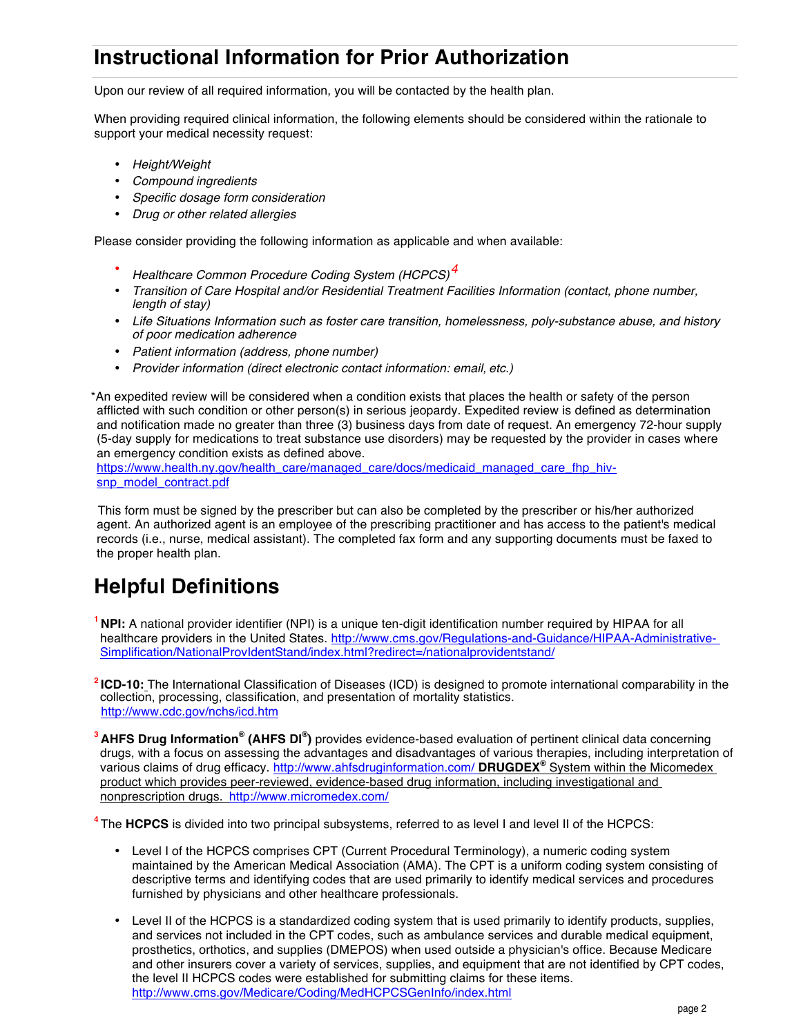# Instructional Information for Prior Authorization

Upon our review of all required information, you will be contacted by the health plan.

When providing required clinical information, the following elements should be considered within the rationale to support your medical necessity request:

- *Height/Weight*
- *Compound ingredients*
- *Specific dosage form consideration*
- *Drug or other related allergies*

Please consider providing the following information as applicable and when available:

- *Healthcare Common Procedure Coding System (HCPCS)*[4]
- *Transition of Care Hospital and/or Residential Treatment Facilities Information (contact, phone number, length of stay)*
- *Life Situations Information such as foster care transition, homelessness, poly-substance abuse, and history of poor medication adherence*
- *Patient information (address, phone number)*
- *Provider information (direct electronic contact information: email, etc.)*

*An expedited review will be considered when a condition exists that places the health or safety of the person afflicted with such condition or other person(s) in serious jeopardy. Expedited review is defined as determination and notification made no greater than three (3) business days from date of request. An emergency 72-hour supply (5-day supply for medications to treat substance use disorders) may be requested by the provider in cases where an emergency condition exists as defined above.
https://www.health.ny.gov/health_care/managed_care/docs/medicaid_managed_care_fhp_hiv-snp_model_contract.pdf

This form must be signed by the prescriber but can also be completed by the prescriber or his/her authorized agent. An authorized agent is an employee of the prescribing practitioner and has access to the patient's medical records (i.e., nurse, medical assistant). The completed fax form and any supporting documents must be faxed to the proper health plan.

# Helpful Definitions

[1] **NPI:** A national provider identifier (NPI) is a unique ten-digit identification number required by HIPAA for all healthcare providers in the United States. http://www.cms.gov/Regulations-and-Guidance/HIPAA-Administrative-Simplification/NationalProvIdentStand/index.html?redirect=/nationalprovidentstand/

[2] **ICD-10:** The International Classification of Diseases (ICD) is designed to promote international comparability in the collection, processing, classification, and presentation of mortality statistics. http://www.cdc.gov/nchs/icd.htm

[3] **AHFS Drug Information® (AHFS DI®)** provides evidence-based evaluation of pertinent clinical data concerning drugs, with a focus on assessing the advantages and disadvantages of various therapies, including interpretation of various claims of drug efficacy. http://www.ahfsdruginformation.com/ **DRUGDEX®** System within the Micomedex product which provides peer-reviewed, evidence-based drug information, including investigational and nonprescription drugs. http://www.micromedex.com/

[4] The **HCPCS** is divided into two principal subsystems, referred to as level I and level II of the HCPCS:

- Level I of the HCPCS comprises CPT (Current Procedural Terminology), a numeric coding system maintained by the American Medical Association (AMA). The CPT is a uniform coding system consisting of descriptive terms and identifying codes that are used primarily to identify medical services and procedures furnished by physicians and other healthcare professionals.
- Level II of the HCPCS is a standardized coding system that is used primarily to identify products, supplies, and services not included in the CPT codes, such as ambulance services and durable medical equipment, prosthetics, orthotics, and supplies (DMEPOS) when used outside a physician's office. Because Medicare and other insurers cover a variety of services, supplies, and equipment that are not identified by CPT codes, the level II HCPCS codes were established for submitting claims for these items. http://www.cms.gov/Medicare/Coding/MedHCPCSGenInfo/index.html